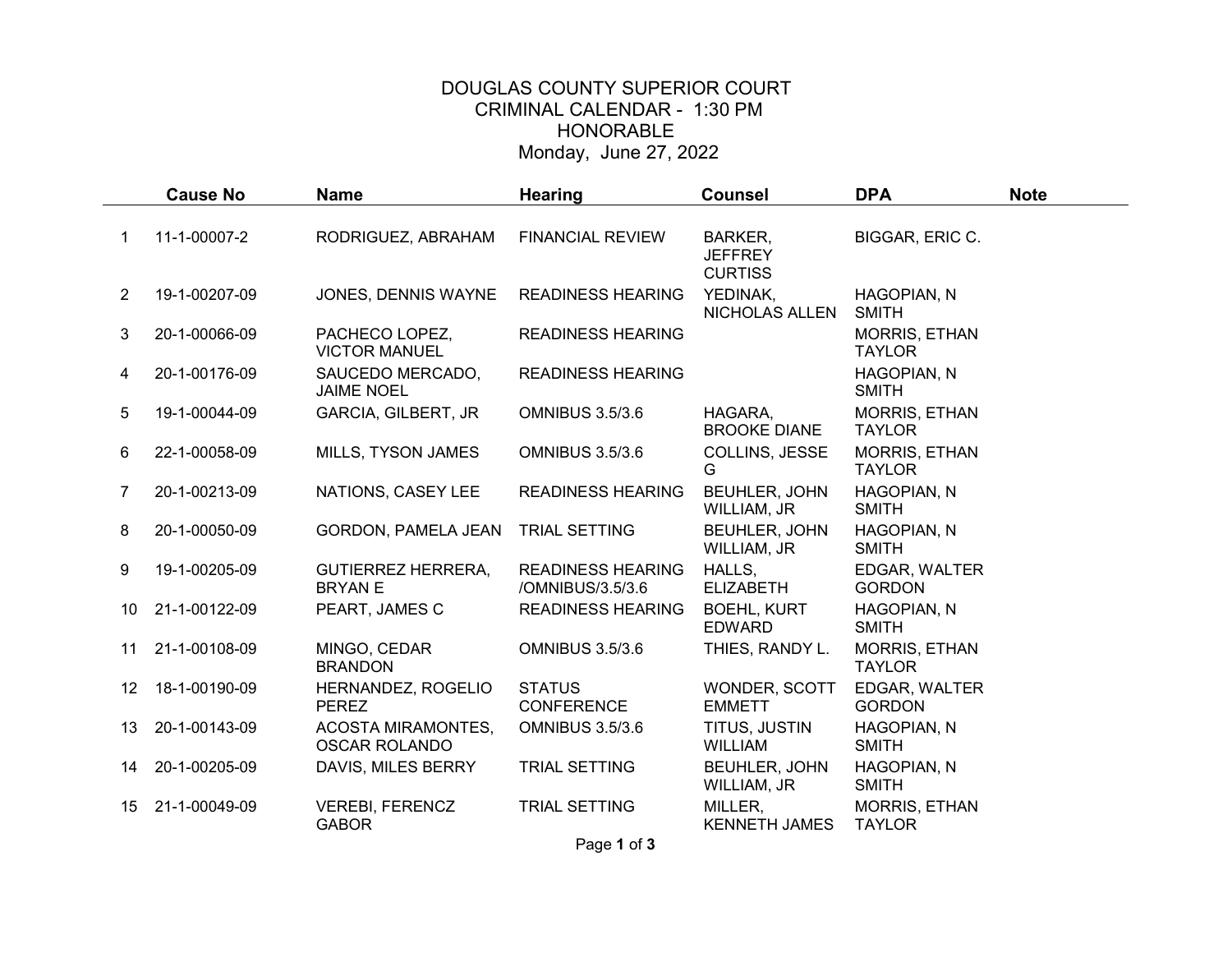# DOUGLAS COUNTY SUPERIOR COURT
## CRIMINAL CALENDAR - 1:30 PM
## HONORABLE
## Monday, June 27, 2022

| | Cause No | Name | Hearing | Counsel | DPA | Note |
|---|---|---|---|---|---|---|
| 1 | 11-1-00007-2 | RODRIGUEZ, ABRAHAM | FINANCIAL REVIEW | BARKER, JEFFREY CURTISS | BIGGAR, ERIC C. | |
| 2 | 19-1-00207-09 | JONES, DENNIS WAYNE | READINESS HEARING | YEDINAK, NICHOLAS ALLEN | HAGOPIAN, N SMITH | |
| 3 | 20-1-00066-09 | PACHECO LOPEZ, VICTOR MANUEL | READINESS HEARING | | MORRIS, ETHAN TAYLOR | |
| 4 | 20-1-00176-09 | SAUCEDO MERCADO, JAIME NOEL | READINESS HEARING | | HAGOPIAN, N SMITH | |
| 5 | 19-1-00044-09 | GARCIA, GILBERT, JR | OMNIBUS 3.5/3.6 | HAGARA, BROOKE DIANE | MORRIS, ETHAN TAYLOR | |
| 6 | 22-1-00058-09 | MILLS, TYSON JAMES | OMNIBUS 3.5/3.6 | COLLINS, JESSE G | MORRIS, ETHAN TAYLOR | |
| 7 | 20-1-00213-09 | NATIONS, CASEY LEE | READINESS HEARING | BEUHLER, JOHN WILLIAM, JR | HAGOPIAN, N SMITH | |
| 8 | 20-1-00050-09 | GORDON, PAMELA JEAN | TRIAL SETTING | BEUHLER, JOHN WILLIAM, JR | HAGOPIAN, N SMITH | |
| 9 | 19-1-00205-09 | GUTIERREZ HERRERA, BRYAN E | READINESS HEARING /OMNIBUS/3.5/3.6 | HALLS, ELIZABETH | EDGAR, WALTER GORDON | |
| 10 | 21-1-00122-09 | PEART, JAMES C | READINESS HEARING | BOEHL, KURT EDWARD | HAGOPIAN, N SMITH | |
| 11 | 21-1-00108-09 | MINGO, CEDAR BRANDON | OMNIBUS 3.5/3.6 | THIES, RANDY L. | MORRIS, ETHAN TAYLOR | |
| 12 | 18-1-00190-09 | HERNANDEZ, ROGELIO PEREZ | STATUS CONFERENCE | WONDER, SCOTT EMMETT | EDGAR, WALTER GORDON | |
| 13 | 20-1-00143-09 | ACOSTA MIRAMONTES, OSCAR ROLANDO | OMNIBUS 3.5/3.6 | TITUS, JUSTIN WILLIAM | HAGOPIAN, N SMITH | |
| 14 | 20-1-00205-09 | DAVIS, MILES BERRY | TRIAL SETTING | BEUHLER, JOHN WILLIAM, JR | HAGOPIAN, N SMITH | |
| 15 | 21-1-00049-09 | VEREBI, FERENCZ GABOR | TRIAL SETTING | MILLER, KENNETH JAMES | MORRIS, ETHAN TAYLOR | |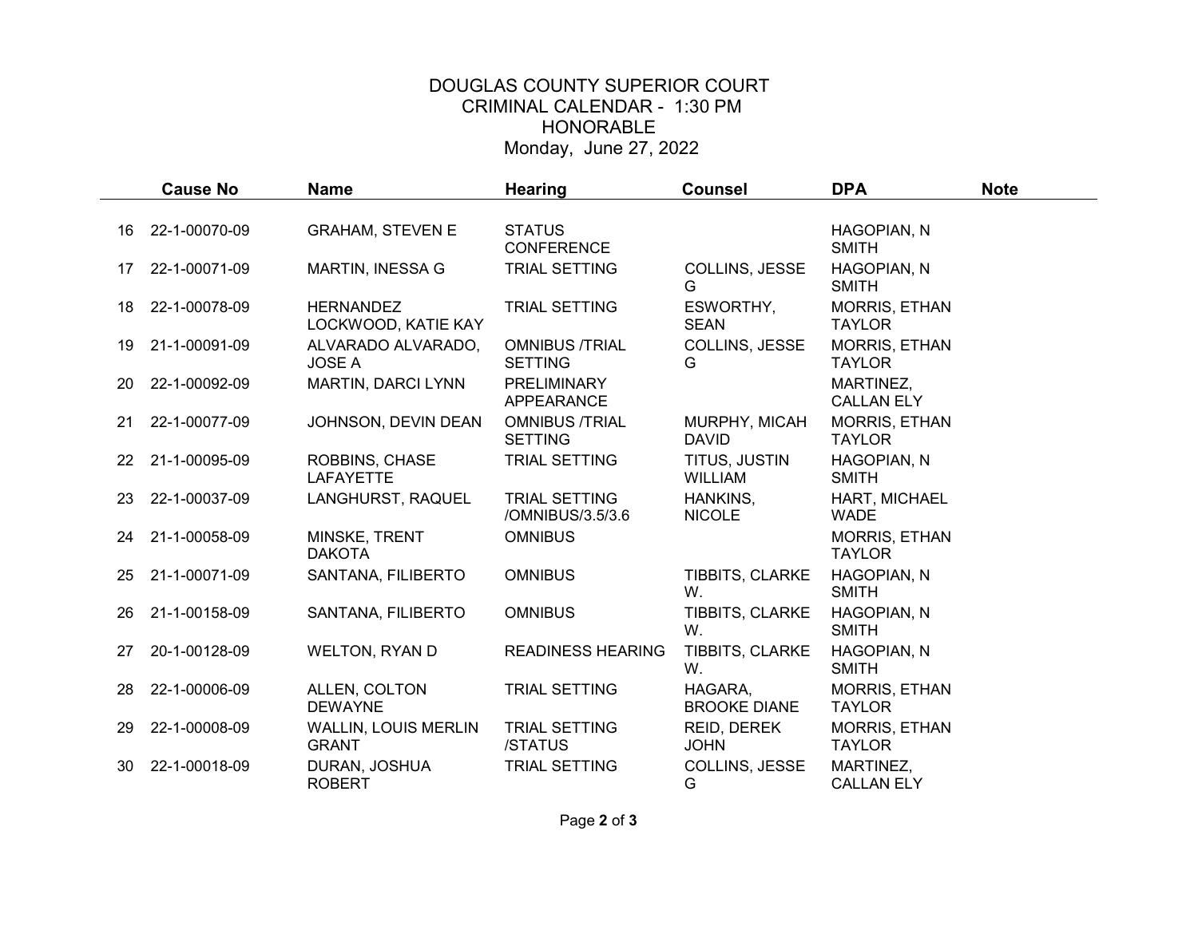# DOUGLAS COUNTY SUPERIOR COURT
## CRIMINAL CALENDAR - 1:30 PM
## HONORABLE
## Monday, June 27, 2022

| | Cause No | Name | Hearing | Counsel | DPA | Note |
|---|---|---|---|---|---|---|
| 16 | 22-1-00070-09 | GRAHAM, STEVEN E | STATUS CONFERENCE | | HAGOPIAN, N SMITH | |
| 17 | 22-1-00071-09 | MARTIN, INESSA G | TRIAL SETTING | COLLINS, JESSE G | HAGOPIAN, N SMITH | |
| 18 | 22-1-00078-09 | HERNANDEZ LOCKWOOD, KATIE KAY | TRIAL SETTING | ESWORTHY, SEAN | MORRIS, ETHAN TAYLOR | |
| 19 | 21-1-00091-09 | ALVARADO ALVARADO, JOSE A | OMNIBUS /TRIAL SETTING | COLLINS, JESSE G | MORRIS, ETHAN TAYLOR | |
| 20 | 22-1-00092-09 | MARTIN, DARCI LYNN | PRELIMINARY APPEARANCE | | MARTINEZ, CALLAN ELY | |
| 21 | 22-1-00077-09 | JOHNSON, DEVIN DEAN | OMNIBUS /TRIAL SETTING | MURPHY, MICAH DAVID | MORRIS, ETHAN TAYLOR | |
| 22 | 21-1-00095-09 | ROBBINS, CHASE LAFAYETTE | TRIAL SETTING | TITUS, JUSTIN WILLIAM | HAGOPIAN, N SMITH | |
| 23 | 22-1-00037-09 | LANGHURST, RAQUEL | TRIAL SETTING /OMNIBUS/3.5/3.6 | HANKINS, NICOLE | HART, MICHAEL WADE | |
| 24 | 21-1-00058-09 | MINSKE, TRENT DAKOTA | OMNIBUS | | MORRIS, ETHAN TAYLOR | |
| 25 | 21-1-00071-09 | SANTANA, FILIBERTO | OMNIBUS | TIBBITS, CLARKE W. | HAGOPIAN, N SMITH | |
| 26 | 21-1-00158-09 | SANTANA, FILIBERTO | OMNIBUS | TIBBITS, CLARKE W. | HAGOPIAN, N SMITH | |
| 27 | 20-1-00128-09 | WELTON, RYAN D | READINESS HEARING | TIBBITS, CLARKE W. | HAGOPIAN, N SMITH | |
| 28 | 22-1-00006-09 | ALLEN, COLTON DEWAYNE | TRIAL SETTING | HAGARA, BROOKE DIANE | MORRIS, ETHAN TAYLOR | |
| 29 | 22-1-00008-09 | WALLIN, LOUIS MERLIN GRANT | TRIAL SETTING /STATUS | REID, DEREK JOHN | MORRIS, ETHAN TAYLOR | |
| 30 | 22-1-00018-09 | DURAN, JOSHUA ROBERT | TRIAL SETTING | COLLINS, JESSE G | MARTINEZ, CALLAN ELY | |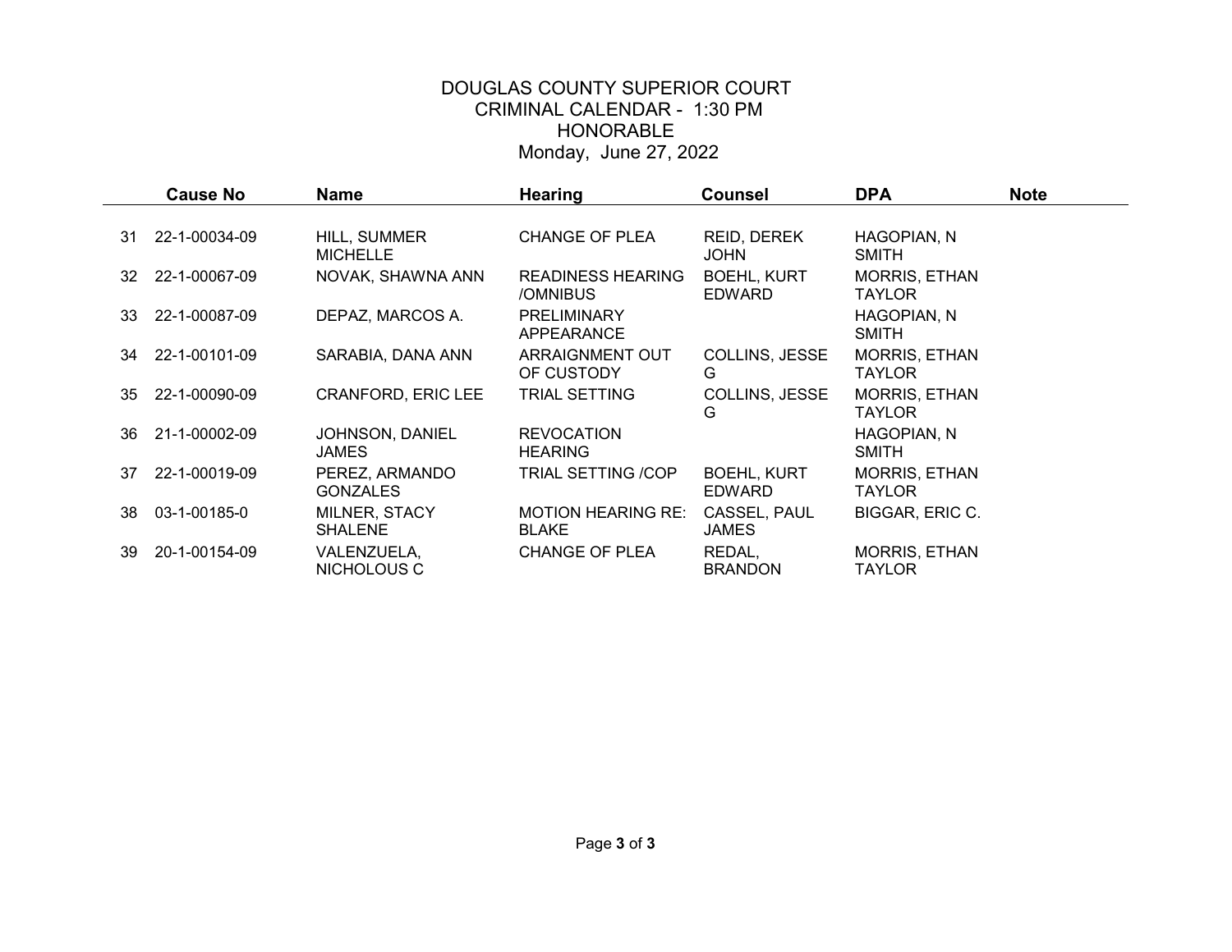# DOUGLAS COUNTY SUPERIOR COURT
## CRIMINAL CALENDAR - 1:30 PM
## HONORABLE
## Monday, June 27, 2022

| | Cause No | Name | Hearing | Counsel | DPA | Note |
|---|---|---|---|---|---|---|
| 31 | 22-1-00034-09 | HILL, SUMMER MICHELLE | CHANGE OF PLEA | REID, DEREK JOHN | HAGOPIAN, N SMITH | |
| 32 | 22-1-00067-09 | NOVAK, SHAWNA ANN | READINESS HEARING /OMNIBUS | BOEHL, KURT EDWARD | MORRIS, ETHAN TAYLOR | |
| 33 | 22-1-00087-09 | DEPAZ, MARCOS A. | PRELIMINARY APPEARANCE | | HAGOPIAN, N SMITH | |
| 34 | 22-1-00101-09 | SARABIA, DANA ANN | ARRAIGNMENT OUT OF CUSTODY | COLLINS, JESSE G | MORRIS, ETHAN TAYLOR | |
| 35 | 22-1-00090-09 | CRANFORD, ERIC LEE | TRIAL SETTING | COLLINS, JESSE G | MORRIS, ETHAN TAYLOR | |
| 36 | 21-1-00002-09 | JOHNSON, DANIEL JAMES | REVOCATION HEARING | | HAGOPIAN, N SMITH | |
| 37 | 22-1-00019-09 | PEREZ, ARMANDO GONZALES | TRIAL SETTING /COP | BOEHL, KURT EDWARD | MORRIS, ETHAN TAYLOR | |
| 38 | 03-1-00185-0 | MILNER, STACY SHALENE | MOTION HEARING RE: BLAKE | CASSEL, PAUL JAMES | BIGGAR, ERIC C. | |
| 39 | 20-1-00154-09 | VALENZUELA, NICHOLOUS C | CHANGE OF PLEA | REDAL, BRANDON | MORRIS, ETHAN TAYLOR | |